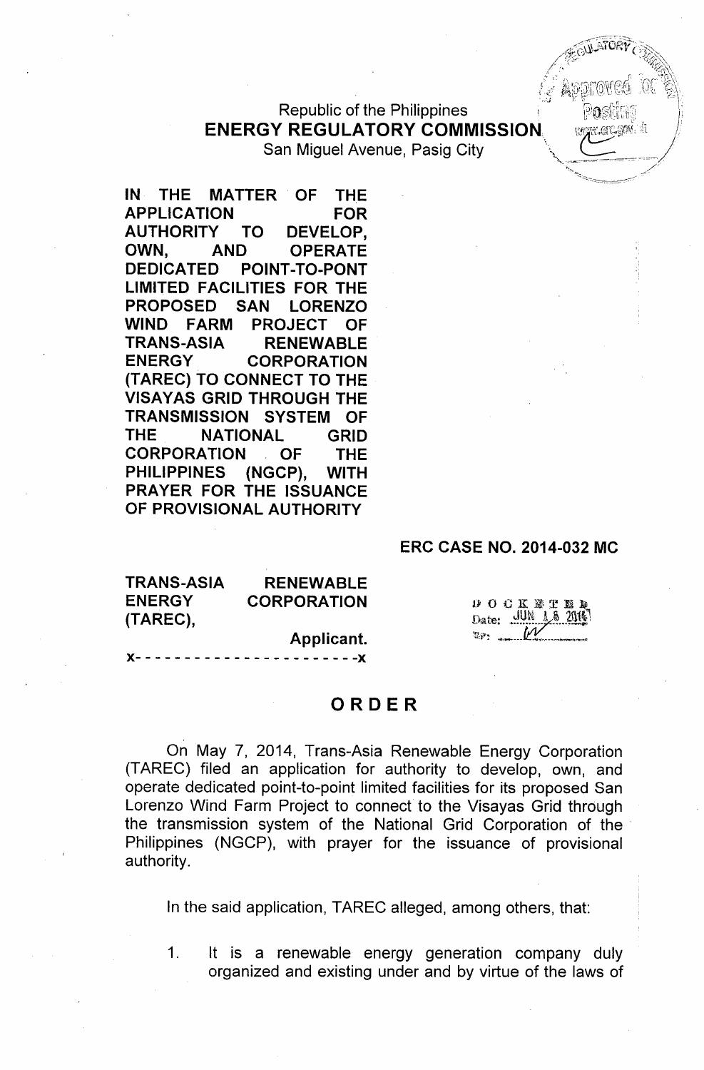Republic of the Philippines
**ENERGY REGULATORY COMMISSION**
San Miguel Avenue, Pasig City

**IN THE MATTER OF THE APPLICATION FOR AUTHORITY TO DEVELOP, OWN, AND OPERATE DEDICATED POINT-TO-PONT LIMITED FACILITIES FOR THE PROPOSED SAN LORENZO WIND FARM PROJECT OF TRANS-ASIA RENEWABLE ENERGY CORPORATION (TAREC) TO CONNECT TO THE VISAYAS GRID THROUGH THE TRANSMISSION SYSTEM OF THE NATIONAL GRID CORPORATION OF THE PHILIPPINES (NGCP), WITH PRAYER FOR THE ISSUANCE OF PROVISIONAL AUTHORITY**

**ERC CASE NO. 2014-032 MC**

**TRANS-ASIA RENEWABLE ENERGY CORPORATION (TAREC),**

**Applicant.**

x- - - - - - - - - - - - - - - - - - - - - - -x

DOCKETED
Date: JUN 16 2016

# ORDER

On May 7, 2014, Trans-Asia Renewable Energy Corporation (TAREC) filed an application for authority to develop, own, and operate dedicated point-to-point limited facilities for its proposed San Lorenzo Wind Farm Project to connect to the Visayas Grid through the transmission system of the National Grid Corporation of the Philippines (NGCP), with prayer for the issuance of provisional authority.

In the said application, TAREC alleged, among others, that:

1. It is a renewable energy generation company duly organized and existing under and by virtue of the laws of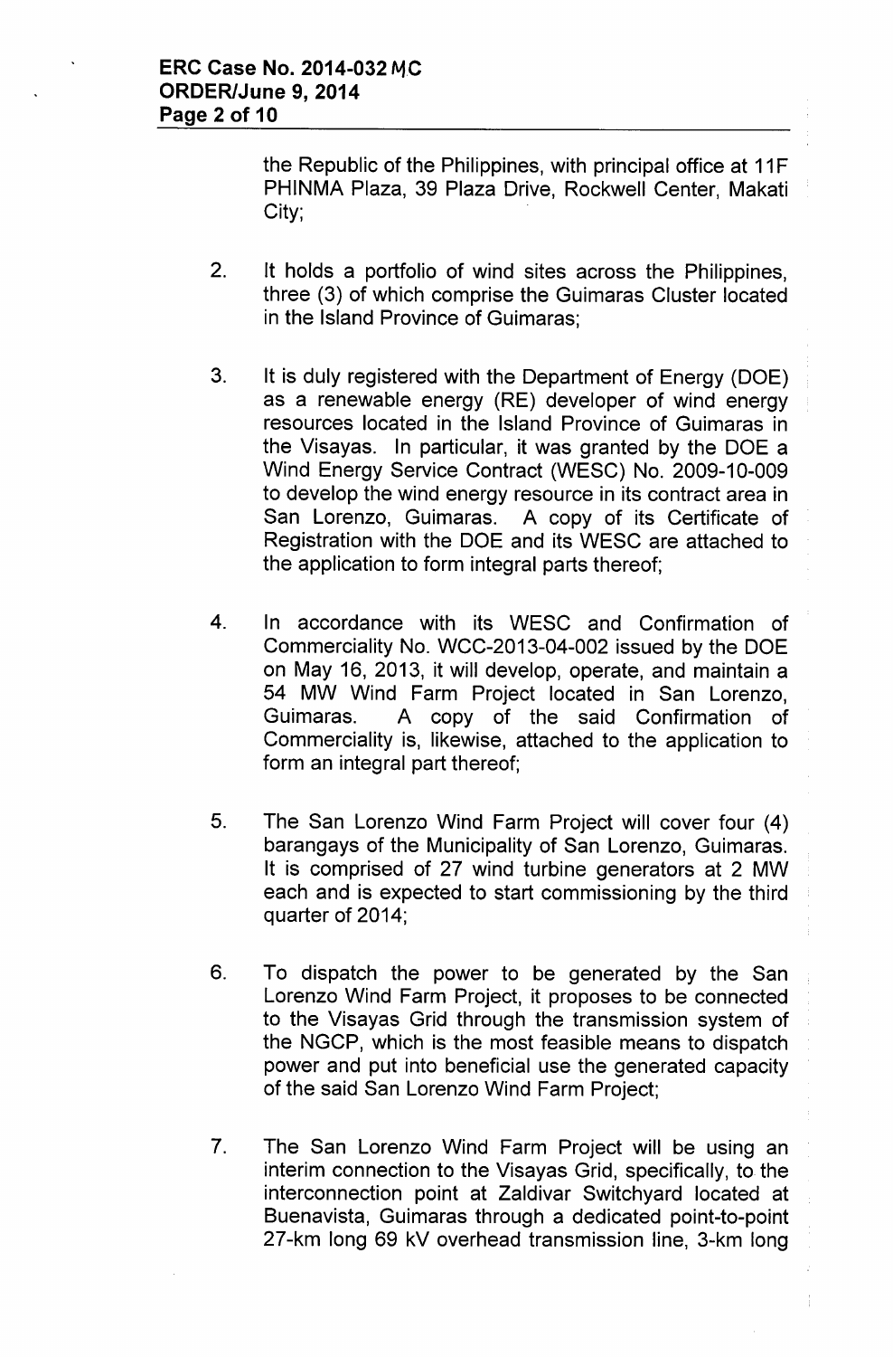the Republic of the Philippines, with principal office at 11F PHINMA Plaza, 39 Plaza Drive, Rockwell Center, Makati City;

2. It holds a portfolio of wind sites across the Philippines, three (3) of which comprise the Guimaras Cluster located in the Island Province of Guimaras;

3. It is duly registered with the Department of Energy (DOE) as a renewable energy (RE) developer of wind energy resources located in the Island Province of Guimaras in the Visayas. In particular, it was granted by the DOE a Wind Energy Service Contract (WESC) No. 2009-10-009 to develop the wind energy resource in its contract area in San Lorenzo, Guimaras. A copy of its Certificate of Registration with the DOE and its WESC are attached to the application to form integral parts thereof;

4. In accordance with its WESC and Confirmation of Commerciality No. WCC-2013-04-002 issued by the DOE on May 16, 2013, it will develop, operate, and maintain a 54 MW Wind Farm Project located in San Lorenzo, Guimaras. A copy of the said Confirmation of Commerciality is, likewise, attached to the application to form an integral part thereof;

5. The San Lorenzo Wind Farm Project will cover four (4) barangays of the Municipality of San Lorenzo, Guimaras. It is comprised of 27 wind turbine generators at 2 MW each and is expected to start commissioning by the third quarter of 2014;

6. To dispatch the power to be generated by the San Lorenzo Wind Farm Project, it proposes to be connected to the Visayas Grid through the transmission system of the NGCP, which is the most feasible means to dispatch power and put into beneficial use the generated capacity of the said San Lorenzo Wind Farm Project;

7. The San Lorenzo Wind Farm Project will be using an interim connection to the Visayas Grid, specifically, to the interconnection point at Zaldivar Switchyard located at Buenavista, Guimaras through a dedicated point-to-point 27-km long 69 kV overhead transmission line, 3-km long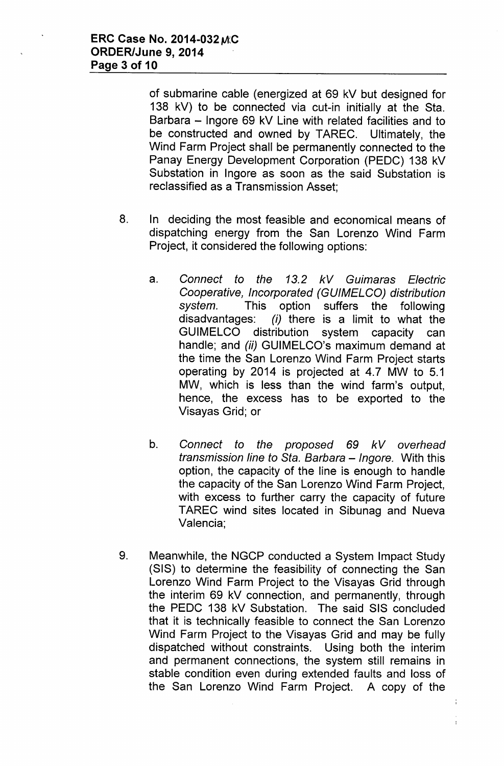of submarine cable (energized at 69 kV but designed for 138 kV) to be connected via cut-in initially at the Sta. Barbara – Ingore 69 kV Line with related facilities and to be constructed and owned by TAREC. Ultimately, the Wind Farm Project shall be permanently connected to the Panay Energy Development Corporation (PEDC) 138 kV Substation in Ingore as soon as the said Substation is reclassified as a Transmission Asset;

8. In deciding the most feasible and economical means of dispatching energy from the San Lorenzo Wind Farm Project, it considered the following options:

   a. *Connect to the 13.2 kV Guimaras Electric Cooperative, Incorporated (GUIMELCO) distribution system.* This option suffers the following disadvantages: *(i)* there is a limit to what the GUIMELCO distribution system capacity can handle; and *(ii)* GUIMELCO's maximum demand at the time the San Lorenzo Wind Farm Project starts operating by 2014 is projected at 4.7 MW to 5.1 MW, which is less than the wind farm's output, hence, the excess has to be exported to the Visayas Grid; or

   b. *Connect to the proposed 69 kV overhead transmission line to Sta. Barbara – Ingore.* With this option, the capacity of the line is enough to handle the capacity of the San Lorenzo Wind Farm Project, with excess to further carry the capacity of future TAREC wind sites located in Sibunag and Nueva Valencia;

9. Meanwhile, the NGCP conducted a System Impact Study (SIS) to determine the feasibility of connecting the San Lorenzo Wind Farm Project to the Visayas Grid through the interim 69 kV connection, and permanently, through the PEDC 138 kV Substation. The said SIS concluded that it is technically feasible to connect the San Lorenzo Wind Farm Project to the Visayas Grid and may be fully dispatched without constraints. Using both the interim and permanent connections, the system still remains in stable condition even during extended faults and loss of the San Lorenzo Wind Farm Project. A copy of the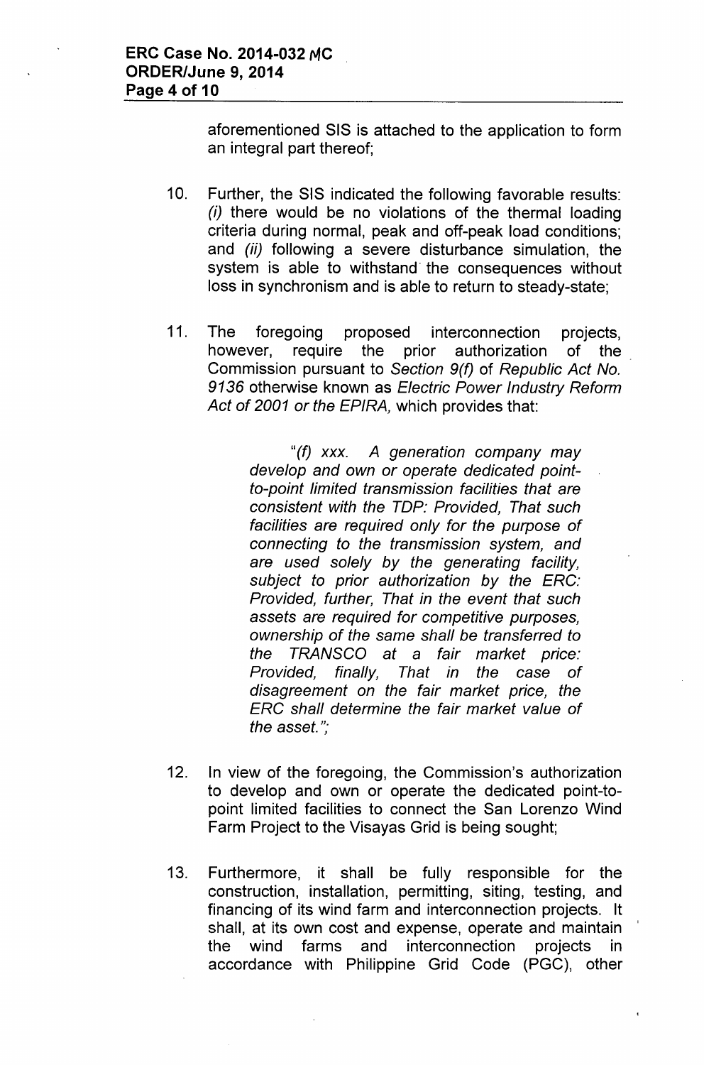aforementioned SIS is attached to the application to form an integral part thereof;

10. Further, the SIS indicated the following favorable results: *(i)* there would be no violations of the thermal loading criteria during normal, peak and off-peak load conditions; and *(ii)* following a severe disturbance simulation, the system is able to withstand the consequences without loss in synchronism and is able to return to steady-state;

11. The foregoing proposed interconnection projects, however, require the prior authorization of the Commission pursuant to *Section 9(f)* of *Republic Act No. 9136* otherwise known as *Electric Power Industry Reform Act of 2001 or the EPIRA,* which provides that:

    > *"(f) xxx. A generation company may develop and own or operate dedicated point-to-point limited transmission facilities that are consistent with the TDP: Provided, That such facilities are required only for the purpose of connecting to the transmission system, and are used solely by the generating facility, subject to prior authorization by the ERC: Provided, further, That in the event that such assets are required for competitive purposes, ownership of the same shall be transferred to the TRANSCO at a fair market price: Provided, finally, That in the case of disagreement on the fair market price, the ERC shall determine the fair market value of the asset.";*

12. In view of the foregoing, the Commission's authorization to develop and own or operate the dedicated point-to-point limited facilities to connect the San Lorenzo Wind Farm Project to the Visayas Grid is being sought;

13. Furthermore, it shall be fully responsible for the construction, installation, permitting, siting, testing, and financing of its wind farm and interconnection projects. It shall, at its own cost and expense, operate and maintain the wind farms and interconnection projects in accordance with Philippine Grid Code (PGC), other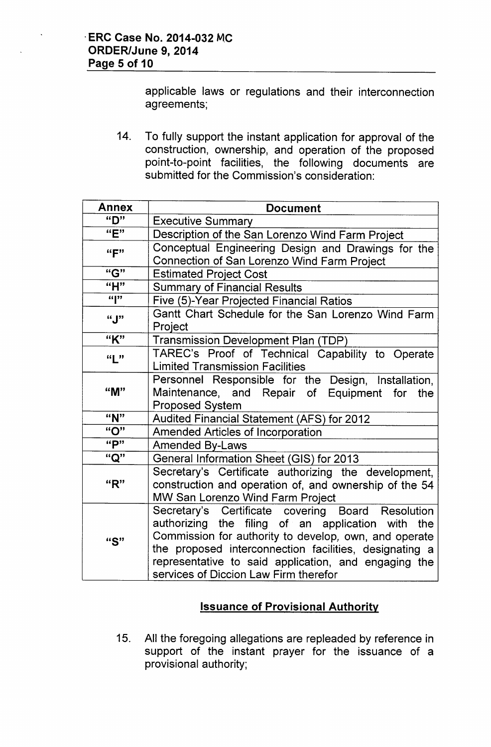applicable laws or regulations and their interconnection agreements;

14. To fully support the instant application for approval of the construction, ownership, and operation of the proposed point-to-point facilities, the following documents are submitted for the Commission's consideration:

| Annex | Document |
|---|---|
| "D" | Executive Summary |
| "E" | Description of the San Lorenzo Wind Farm Project |
| "F" | Conceptual Engineering Design and Drawings for the Connection of San Lorenzo Wind Farm Project |
| "G" | Estimated Project Cost |
| "H" | Summary of Financial Results |
| "I" | Five (5)-Year Projected Financial Ratios |
| "J" | Gantt Chart Schedule for the San Lorenzo Wind Farm Project |
| "K" | Transmission Development Plan (TDP) |
| "L" | TAREC's Proof of Technical Capability to Operate Limited Transmission Facilities |
| "M" | Personnel Responsible for the Design, Installation, Maintenance, and Repair of Equipment for the Proposed System |
| "N" | Audited Financial Statement (AFS) for 2012 |
| "O" | Amended Articles of Incorporation |
| "P" | Amended By-Laws |
| "Q" | General Information Sheet (GIS) for 2013 |
| "R" | Secretary's Certificate authorizing the development, construction and operation of, and ownership of the 54 MW San Lorenzo Wind Farm Project |
| "S" | Secretary's Certificate covering Board Resolution authorizing the filing of an application with the Commission for authority to develop, own, and operate the proposed interconnection facilities, designating a representative to said application, and engaging the services of Diccion Law Firm therefor |

## Issuance of Provisional Authority

15. All the foregoing allegations are repleaded by reference in support of the instant prayer for the issuance of a provisional authority;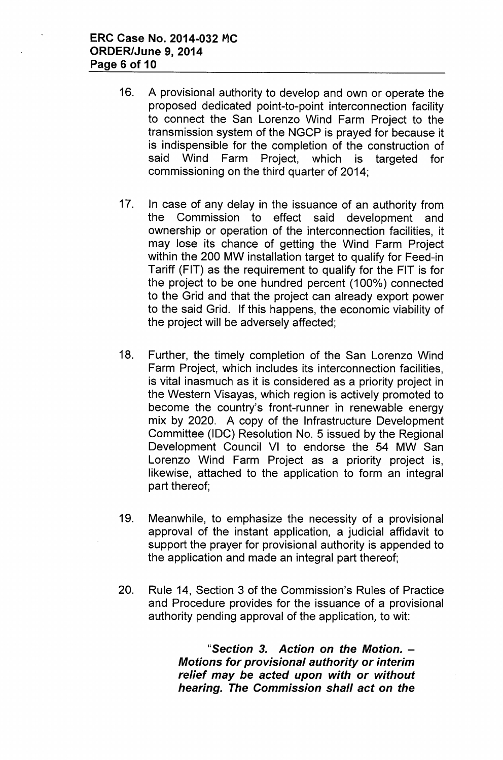16. A provisional authority to develop and own or operate the proposed dedicated point-to-point interconnection facility to connect the San Lorenzo Wind Farm Project to the transmission system of the NGCP is prayed for because it is indispensible for the completion of the construction of said Wind Farm Project, which is targeted for commissioning on the third quarter of 2014;

17. In case of any delay in the issuance of an authority from the Commission to effect said development and ownership or operation of the interconnection facilities, it may lose its chance of getting the Wind Farm Project within the 200 MW installation target to qualify for Feed-in Tariff (FIT) as the requirement to qualify for the FIT is for the project to be one hundred percent (100%) connected to the Grid and that the project can already export power to the said Grid. If this happens, the economic viability of the project will be adversely affected;

18. Further, the timely completion of the San Lorenzo Wind Farm Project, which includes its interconnection facilities, is vital inasmuch as it is considered as a priority project in the Western Visayas, which region is actively promoted to become the country's front-runner in renewable energy mix by 2020. A copy of the Infrastructure Development Committee (IDC) Resolution No. 5 issued by the Regional Development Council VI to endorse the 54 MW San Lorenzo Wind Farm Project as a priority project is, likewise, attached to the application to form an integral part thereof;

19. Meanwhile, to emphasize the necessity of a provisional approval of the instant application, a judicial affidavit to support the prayer for provisional authority is appended to the application and made an integral part thereof;

20. Rule 14, Section 3 of the Commission's Rules of Practice and Procedure provides for the issuance of a provisional authority pending approval of the application, to wit:

> "***Section 3. Action on the Motion. – Motions for provisional authority or interim relief may be acted upon with or without hearing. The Commission shall act on the***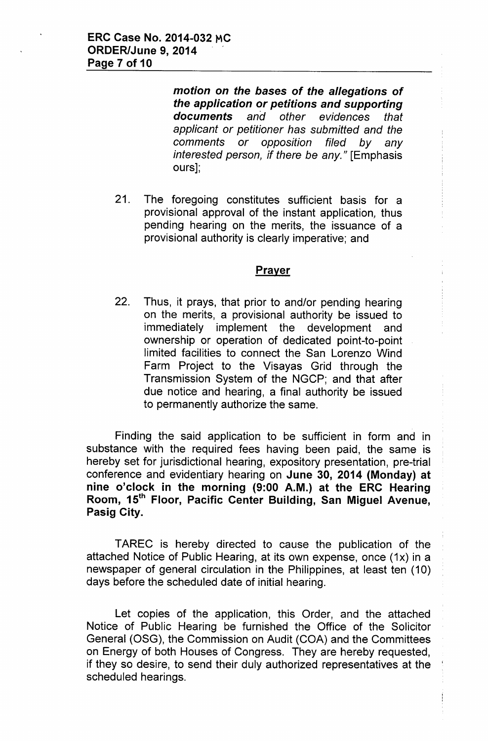***motion on the bases of the allegations of the application or petitions and supporting documents*** *and other evidences that applicant or petitioner has submitted and the comments or opposition filed by any interested person, if there be any."* [Emphasis ours];

21. The foregoing constitutes sufficient basis for a provisional approval of the instant application, thus pending hearing on the merits, the issuance of a provisional authority is clearly imperative; and

## Prayer

22. Thus, it prays, that prior to and/or pending hearing on the merits, a provisional authority be issued to immediately implement the development and ownership or operation of dedicated point-to-point limited facilities to connect the San Lorenzo Wind Farm Project to the Visayas Grid through the Transmission System of the NGCP; and that after due notice and hearing, a final authority be issued to permanently authorize the same.

Finding the said application to be sufficient in form and in substance with the required fees having been paid, the same is hereby set for jurisdictional hearing, expository presentation, pre-trial conference and evidentiary hearing on **June 30, 2014 (Monday) at nine o'clock in the morning (9:00 A.M.) at the ERC Hearing Room, 15th Floor, Pacific Center Building, San Miguel Avenue, Pasig City.**

TAREC is hereby directed to cause the publication of the attached Notice of Public Hearing, at its own expense, once (1x) in a newspaper of general circulation in the Philippines, at least ten (10) days before the scheduled date of initial hearing.

Let copies of the application, this Order, and the attached Notice of Public Hearing be furnished the Office of the Solicitor General (OSG), the Commission on Audit (COA) and the Committees on Energy of both Houses of Congress. They are hereby requested, if they so desire, to send their duly authorized representatives at the scheduled hearings.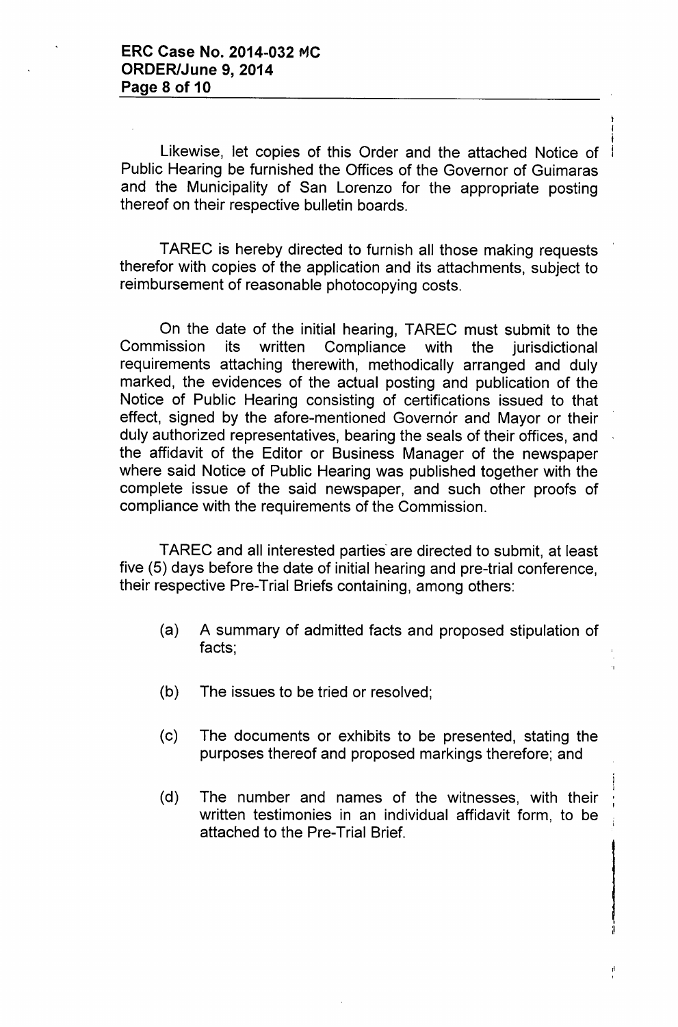Likewise, let copies of this Order and the attached Notice of Public Hearing be furnished the Offices of the Governor of Guimaras and the Municipality of San Lorenzo for the appropriate posting thereof on their respective bulletin boards.

TAREC is hereby directed to furnish all those making requests therefor with copies of the application and its attachments, subject to reimbursement of reasonable photocopying costs.

On the date of the initial hearing, TAREC must submit to the Commission its written Compliance with the jurisdictional requirements attaching therewith, methodically arranged and duly marked, the evidences of the actual posting and publication of the Notice of Public Hearing consisting of certifications issued to that effect, signed by the afore-mentioned Governor and Mayor or their duly authorized representatives, bearing the seals of their offices, and the affidavit of the Editor or Business Manager of the newspaper where said Notice of Public Hearing was published together with the complete issue of the said newspaper, and such other proofs of compliance with the requirements of the Commission.

TAREC and all interested parties are directed to submit, at least five (5) days before the date of initial hearing and pre-trial conference, their respective Pre-Trial Briefs containing, among others:

(a) A summary of admitted facts and proposed stipulation of facts;

(b) The issues to be tried or resolved;

(c) The documents or exhibits to be presented, stating the purposes thereof and proposed markings therefore; and

(d) The number and names of the witnesses, with their written testimonies in an individual affidavit form, to be attached to the Pre-Trial Brief.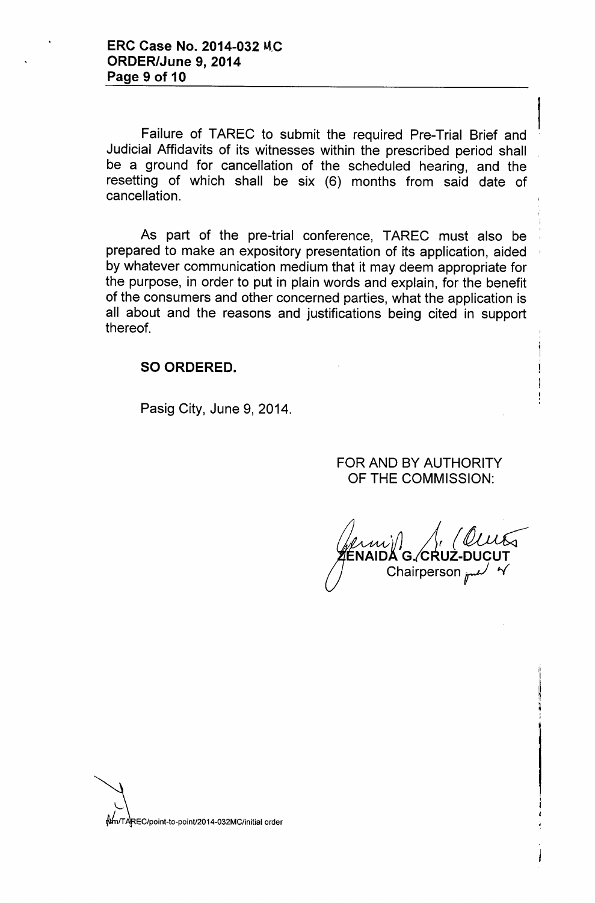Failure of TAREC to submit the required Pre-Trial Brief and Judicial Affidavits of its witnesses within the prescribed period shall be a ground for cancellation of the scheduled hearing, and the resetting of which shall be six (6) months from said date of cancellation.

As part of the pre-trial conference, TAREC must also be prepared to make an expository presentation of its application, aided by whatever communication medium that it may deem appropriate for the purpose, in order to put in plain words and explain, for the benefit of the consumers and other concerned parties, what the application is all about and the reasons and justifications being cited in support thereof.

**SO ORDERED.**

Pasig City, June 9, 2014.

FOR AND BY AUTHORITY OF THE COMMISSION:

ZENAIDA G. CRUZ-DUCUT
Chairperson

Mm/TAREC/point-to-point/2014-032MC/initial order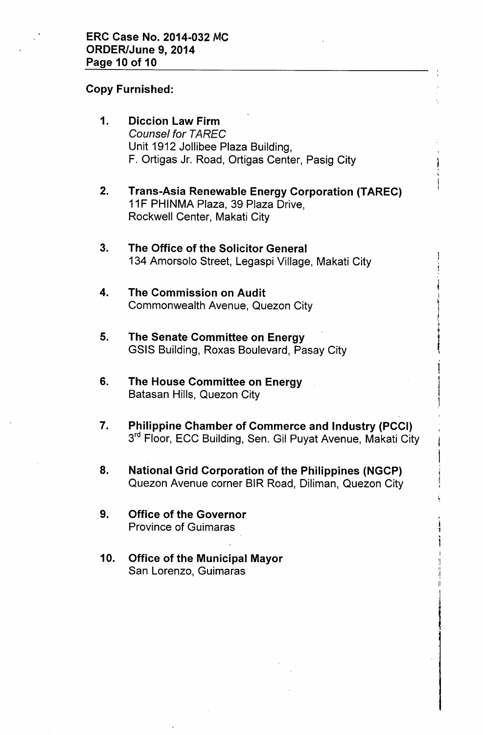**Copy Furnished:**

1. **Diccion Law Firm**
   *Counsel for TAREC*
   Unit 1912 Jollibee Plaza Building,
   F. Ortigas Jr. Road, Ortigas Center, Pasig City

2. **Trans-Asia Renewable Energy Corporation (TAREC)**
   11F PHINMA Plaza, 39 Plaza Drive,
   Rockwell Center, Makati City

3. **The Office of the Solicitor General**
   134 Amorsolo Street, Legaspi Village, Makati City

4. **The Commission on Audit**
   Commonwealth Avenue, Quezon City

5. **The Senate Committee on Energy**
   GSIS Building, Roxas Boulevard, Pasay City

6. **The House Committee on Energy**
   Batasan Hills, Quezon City

7. **Philippine Chamber of Commerce and Industry (PCCI)**
   3rd Floor, ECC Building, Sen. Gil Puyat Avenue, Makati City

8. **National Grid Corporation of the Philippines (NGCP)**
   Quezon Avenue corner BIR Road, Diliman, Quezon City

9. **Office of the Governor**
   Province of Guimaras

10. **Office of the Municipal Mayor**
    San Lorenzo, Guimaras